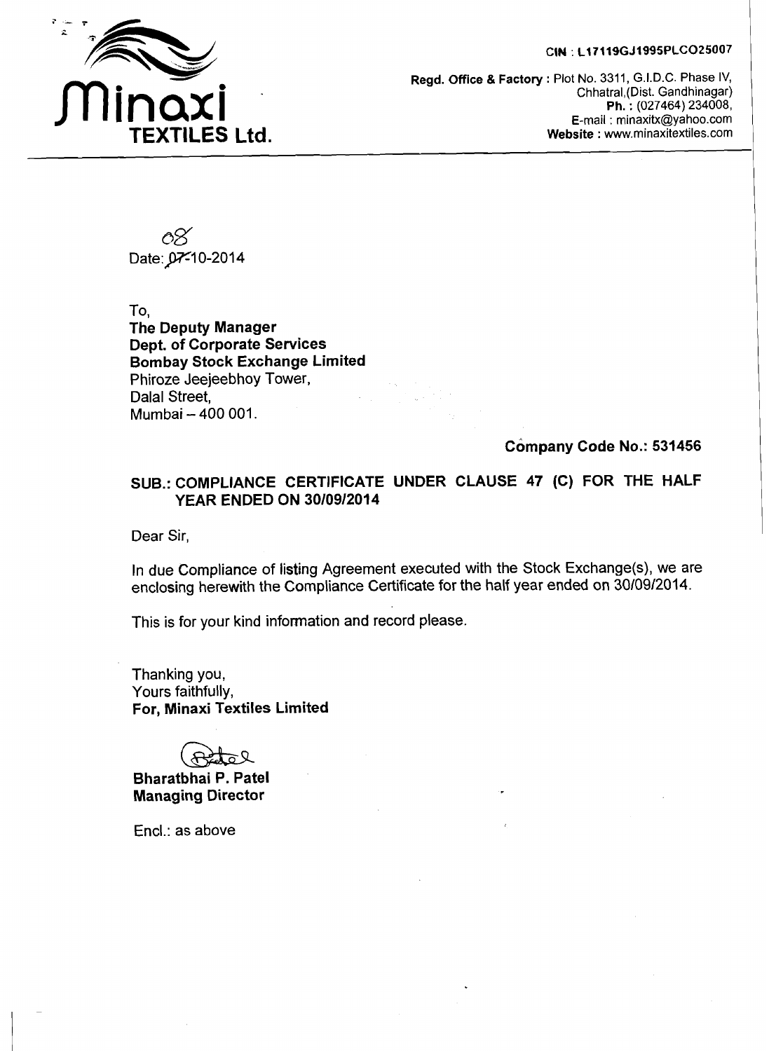# Minaxi TEXTILES Ltd.

CIN : L17119GJ1995PLCO25007

**Regd. Office & Factory :** Plot No. 3311, G.I.D.C. Phase IV, Chhatral,(Dist. Gandhinagar)
**Ph. :** (027464) 234008,
E-mail : minaxitx@yahoo.com
**Website :** www.minaxitextiles.com

Date: 08-10-2014

To,
**The Deputy Manager**
**Dept. of Corporate Services**
**Bombay Stock Exchange Limited**
Phiroze Jeejeebhoy Tower,
Dalal Street,
Mumbai – 400 001.

**Company Code No.: 531456**

**SUB.: COMPLIANCE CERTIFICATE UNDER CLAUSE 47 (C) FOR THE HALF YEAR ENDED ON 30/09/2014**

Dear Sir,

In due Compliance of listing Agreement executed with the Stock Exchange(s), we are enclosing herewith the Compliance Certificate for the half year ended on 30/09/2014.

This is for your kind information and record please.

Thanking you,
Yours faithfully,
**For, Minaxi Textiles Limited**

**Bharatbhai P. Patel**
**Managing Director**

Encl.: as above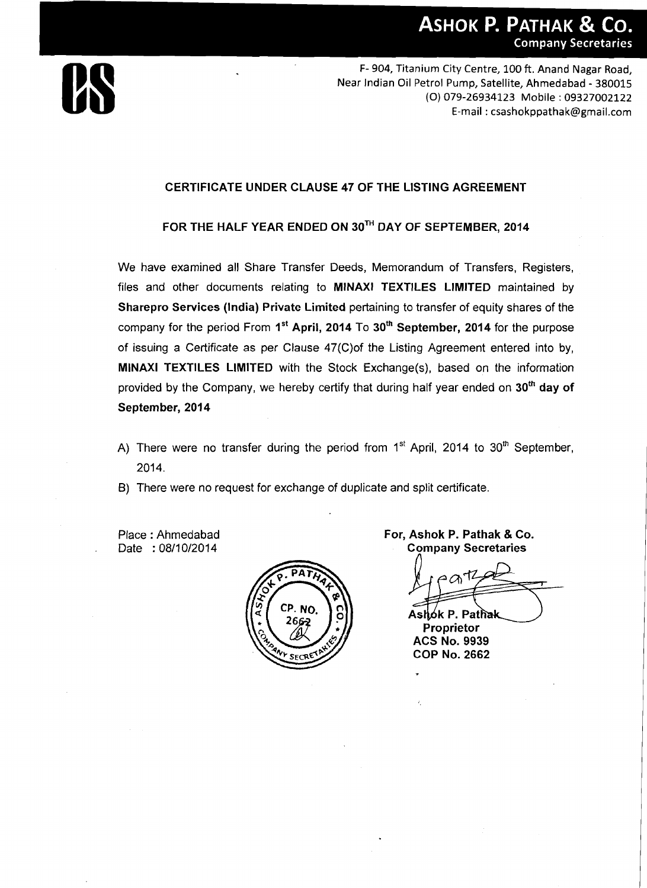# ASHOK P. PATHAK & CO.
Company Secretaries

F- 904, Titanium City Centre, 100 ft. Anand Nagar Road,
Near Indian Oil Petrol Pump, Satellite, Ahmedabad - 380015
(O) 079-26934123 Mobile : 09327002122
E-mail : csashokppathak@gmail.com

## CERTIFICATE UNDER CLAUSE 47 OF THE LISTING AGREEMENT

## FOR THE HALF YEAR ENDED ON 30TH DAY OF SEPTEMBER, 2014

We have examined all Share Transfer Deeds, Memorandum of Transfers, Registers, files and other documents relating to **MINAXI TEXTILES LIMITED** maintained by **Sharepro Services (India) Private Limited** pertaining to transfer of equity shares of the company for the period From **1st April, 2014** To **30th September, 2014** for the purpose of issuing a Certificate as per Clause 47(C)of the Listing Agreement entered into by, **MINAXI TEXTILES LIMITED** with the Stock Exchange(s), based on the information provided by the Company, we hereby certify that during half year ended on **30th day of September, 2014**

A) There were no transfer during the period from 1st April, 2014 to 30th September, 2014.

B) There were no request for exchange of duplicate and split certificate.

Place : Ahmedabad
Date : 08/10/2014

**For, Ashok P. Pathak & Co.**
**Company Secretaries**

Ashok P. Pathak
**Proprietor**
**ACS No. 9939**
**COP No. 2662**